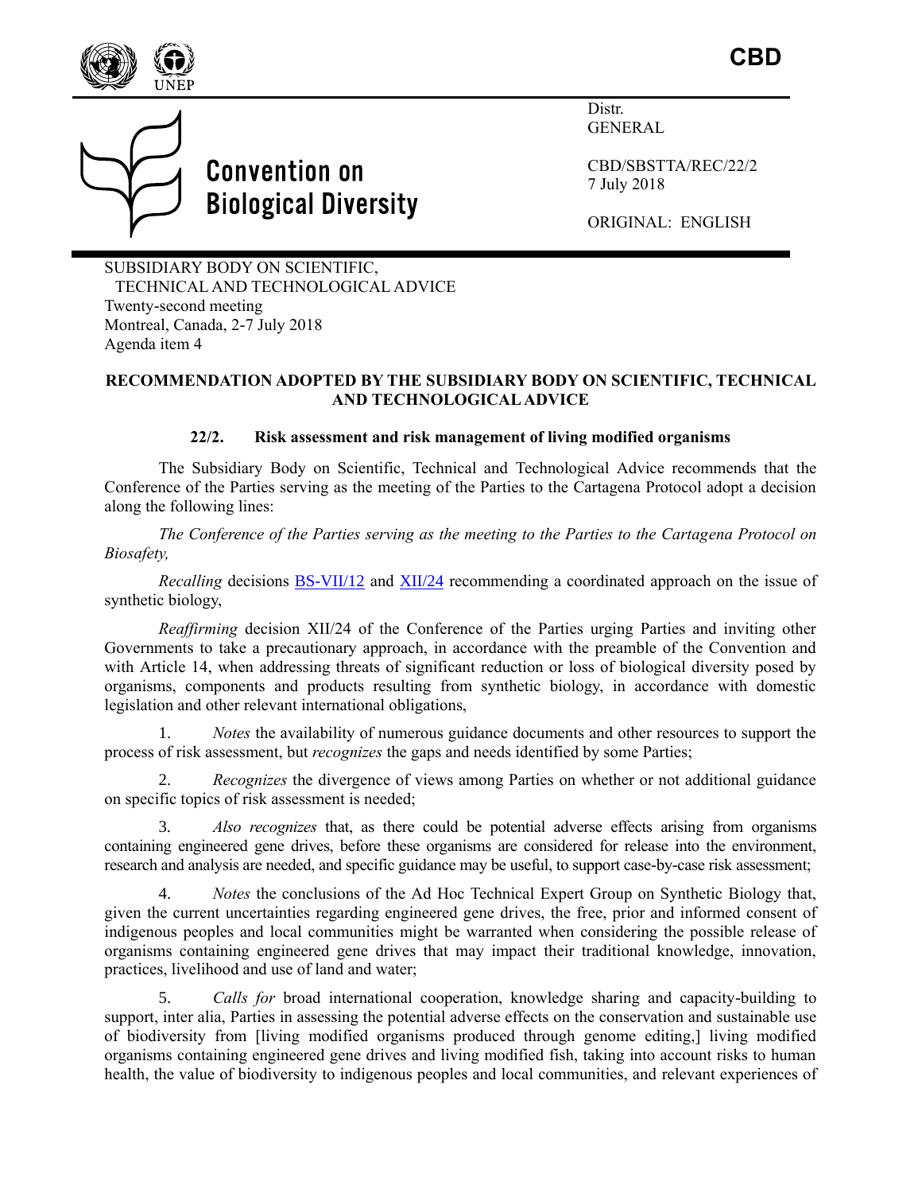CBD

Convention on Biological Diversity

Distr.
GENERAL

CBD/SBSTTA/REC/22/2
7 July 2018

ORIGINAL: ENGLISH

SUBSIDIARY BODY ON SCIENTIFIC, TECHNICAL AND TECHNOLOGICAL ADVICE
Twenty-second meeting
Montreal, Canada, 2-7 July 2018
Agenda item 4

**RECOMMENDATION ADOPTED BY THE SUBSIDIARY BODY ON SCIENTIFIC, TECHNICAL AND TECHNOLOGICAL ADVICE**

**22/2. Risk assessment and risk management of living modified organisms**

The Subsidiary Body on Scientific, Technical and Technological Advice recommends that the Conference of the Parties serving as the meeting of the Parties to the Cartagena Protocol adopt a decision along the following lines:

*The Conference of the Parties serving as the meeting to the Parties to the Cartagena Protocol on Biosafety,*

*Recalling* decisions BS-VII/12 and XII/24 recommending a coordinated approach on the issue of synthetic biology,

*Reaffirming* decision XII/24 of the Conference of the Parties urging Parties and inviting other Governments to take a precautionary approach, in accordance with the preamble of the Convention and with Article 14, when addressing threats of significant reduction or loss of biological diversity posed by organisms, components and products resulting from synthetic biology, in accordance with domestic legislation and other relevant international obligations,

1. *Notes* the availability of numerous guidance documents and other resources to support the process of risk assessment, but *recognizes* the gaps and needs identified by some Parties;

2. *Recognizes* the divergence of views among Parties on whether or not additional guidance on specific topics of risk assessment is needed;

3. *Also recognizes* that, as there could be potential adverse effects arising from organisms containing engineered gene drives, before these organisms are considered for release into the environment, research and analysis are needed, and specific guidance may be useful, to support case-by-case risk assessment;

4. *Notes* the conclusions of the Ad Hoc Technical Expert Group on Synthetic Biology that, given the current uncertainties regarding engineered gene drives, the free, prior and informed consent of indigenous peoples and local communities might be warranted when considering the possible release of organisms containing engineered gene drives that may impact their traditional knowledge, innovation, practices, livelihood and use of land and water;

5. *Calls for* broad international cooperation, knowledge sharing and capacity-building to support, inter alia, Parties in assessing the potential adverse effects on the conservation and sustainable use of biodiversity from [living modified organisms produced through genome editing,] living modified organisms containing engineered gene drives and living modified fish, taking into account risks to human health, the value of biodiversity to indigenous peoples and local communities, and relevant experiences of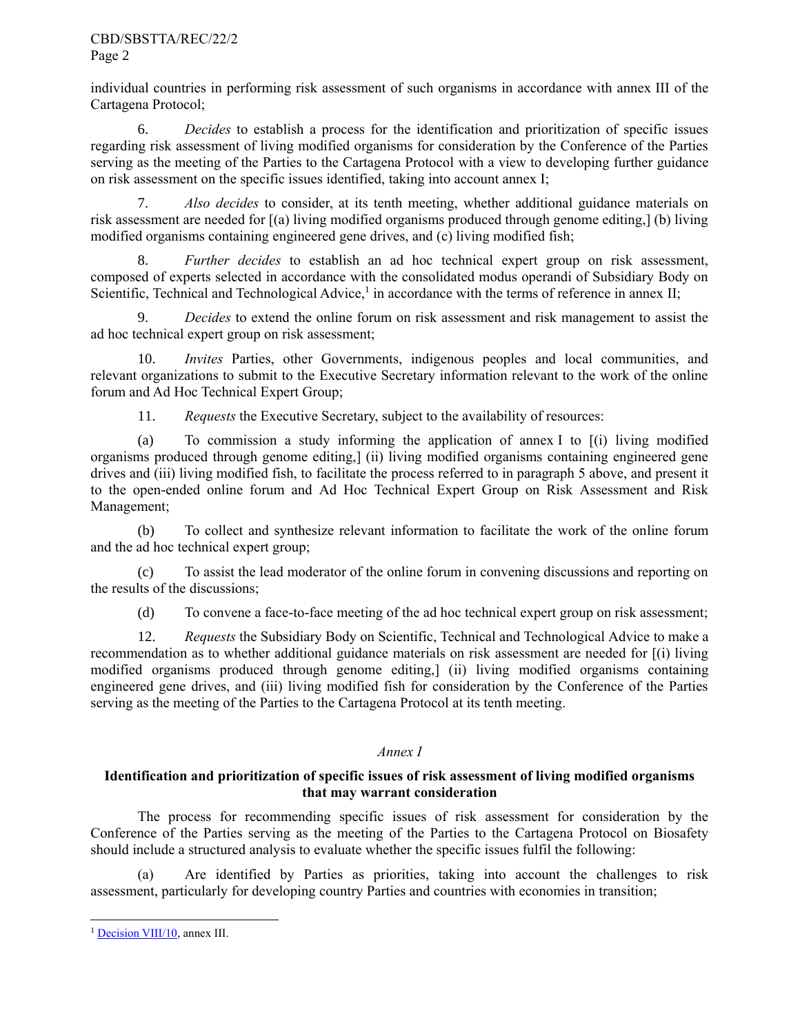individual countries in performing risk assessment of such organisms in accordance with annex III of the Cartagena Protocol;

6. *Decides* to establish a process for the identification and prioritization of specific issues regarding risk assessment of living modified organisms for consideration by the Conference of the Parties serving as the meeting of the Parties to the Cartagena Protocol with a view to developing further guidance on risk assessment on the specific issues identified, taking into account annex I;

7. *Also decides* to consider, at its tenth meeting, whether additional guidance materials on risk assessment are needed for [(a) living modified organisms produced through genome editing,] (b) living modified organisms containing engineered gene drives, and (c) living modified fish;

8. *Further decides* to establish an ad hoc technical expert group on risk assessment, composed of experts selected in accordance with the consolidated modus operandi of Subsidiary Body on Scientific, Technical and Technological Advice,[1] in accordance with the terms of reference in annex II;

9. *Decides* to extend the online forum on risk assessment and risk management to assist the ad hoc technical expert group on risk assessment;

10. *Invites* Parties, other Governments, indigenous peoples and local communities, and relevant organizations to submit to the Executive Secretary information relevant to the work of the online forum and Ad Hoc Technical Expert Group;

11. *Requests* the Executive Secretary, subject to the availability of resources:

(a) To commission a study informing the application of annex I to [(i) living modified organisms produced through genome editing,] (ii) living modified organisms containing engineered gene drives and (iii) living modified fish, to facilitate the process referred to in paragraph 5 above, and present it to the open-ended online forum and Ad Hoc Technical Expert Group on Risk Assessment and Risk Management;

(b) To collect and synthesize relevant information to facilitate the work of the online forum and the ad hoc technical expert group;

(c) To assist the lead moderator of the online forum in convening discussions and reporting on the results of the discussions;

(d) To convene a face-to-face meeting of the ad hoc technical expert group on risk assessment;

12. *Requests* the Subsidiary Body on Scientific, Technical and Technological Advice to make a recommendation as to whether additional guidance materials on risk assessment are needed for [(i) living modified organisms produced through genome editing,] (ii) living modified organisms containing engineered gene drives, and (iii) living modified fish for consideration by the Conference of the Parties serving as the meeting of the Parties to the Cartagena Protocol at its tenth meeting.

*Annex I*

**Identification and prioritization of specific issues of risk assessment of living modified organisms that may warrant consideration**

The process for recommending specific issues of risk assessment for consideration by the Conference of the Parties serving as the meeting of the Parties to the Cartagena Protocol on Biosafety should include a structured analysis to evaluate whether the specific issues fulfil the following:

(a) Are identified by Parties as priorities, taking into account the challenges to risk assessment, particularly for developing country Parties and countries with economies in transition;

[1] Decision VIII/10, annex III.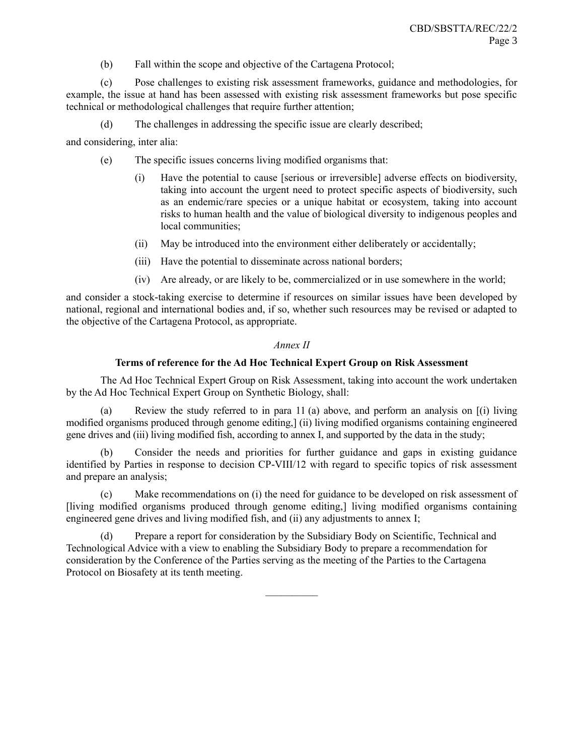(b) Fall within the scope and objective of the Cartagena Protocol;

(c) Pose challenges to existing risk assessment frameworks, guidance and methodologies, for example, the issue at hand has been assessed with existing risk assessment frameworks but pose specific technical or methodological challenges that require further attention;

(d) The challenges in addressing the specific issue are clearly described;

and considering, inter alia:

(e) The specific issues concerns living modified organisms that:

(i) Have the potential to cause [serious or irreversible] adverse effects on biodiversity, taking into account the urgent need to protect specific aspects of biodiversity, such as an endemic/rare species or a unique habitat or ecosystem, taking into account risks to human health and the value of biological diversity to indigenous peoples and local communities;

(ii) May be introduced into the environment either deliberately or accidentally;

(iii) Have the potential to disseminate across national borders;

(iv) Are already, or are likely to be, commercialized or in use somewhere in the world;

and consider a stock-taking exercise to determine if resources on similar issues have been developed by national, regional and international bodies and, if so, whether such resources may be revised or adapted to the objective of the Cartagena Protocol, as appropriate.

*Annex II*

**Terms of reference for the Ad Hoc Technical Expert Group on Risk Assessment**

The Ad Hoc Technical Expert Group on Risk Assessment, taking into account the work undertaken by the Ad Hoc Technical Expert Group on Synthetic Biology, shall:

(a) Review the study referred to in para 11 (a) above, and perform an analysis on [(i) living modified organisms produced through genome editing,] (ii) living modified organisms containing engineered gene drives and (iii) living modified fish, according to annex I, and supported by the data in the study;

(b) Consider the needs and priorities for further guidance and gaps in existing guidance identified by Parties in response to decision CP-VIII/12 with regard to specific topics of risk assessment and prepare an analysis;

(c) Make recommendations on (i) the need for guidance to be developed on risk assessment of [living modified organisms produced through genome editing,] living modified organisms containing engineered gene drives and living modified fish, and (ii) any adjustments to annex I;

(d) Prepare a report for consideration by the Subsidiary Body on Scientific, Technical and Technological Advice with a view to enabling the Subsidiary Body to prepare a recommendation for consideration by the Conference of the Parties serving as the meeting of the Parties to the Cartagena Protocol on Biosafety at its tenth meeting.

__________